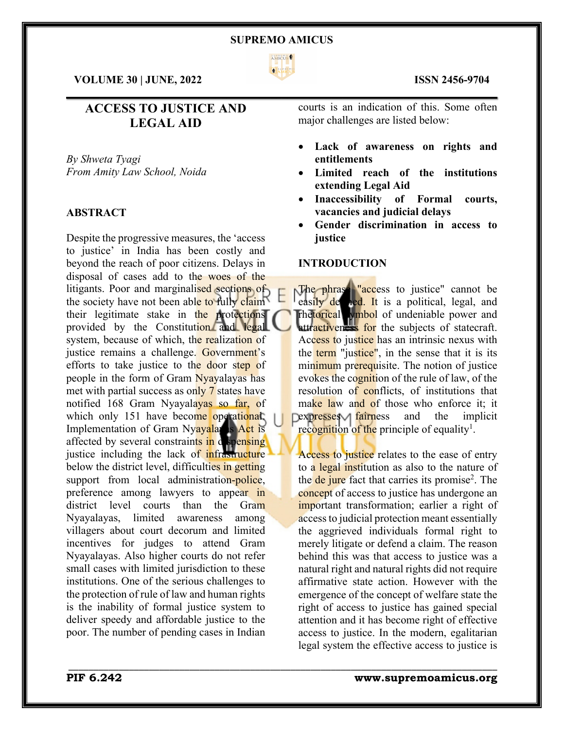# ACCESS TO JUSTICE AND LEGAL AID

*By Shweta Tyagi*
*From Amity Law School, Noida*

## ABSTRACT

Despite the progressive measures, the 'access to justice' in India has been costly and beyond the reach of poor citizens. Delays in disposal of cases add to the woes of the litigants. Poor and marginalised sections of the society have not been able to fully claim their legitimate stake in the protections provided by the Constitution and legal system, because of which, the realization of justice remains a challenge. Government's efforts to take justice to the door step of people in the form of Gram Nyayalayas has met with partial success as only 7 states have notified 168 Gram Nyayalayas so far, of which only 151 have become operational. Implementation of Gram Nyayalayas Act is affected by several constraints in dispensing justice including the lack of infrastructure below the district level, difficulties in getting support from local administration-police, preference among lawyers to appear in district level courts than the Gram Nyayalayas, limited awareness among villagers about court decorum and limited incentives for judges to attend Gram Nyayalayas. Also higher courts do not refer small cases with limited jurisdiction to these institutions. One of the serious challenges to the protection of rule of law and human rights is the inability of formal justice system to deliver speedy and affordable justice to the poor. The number of pending cases in Indian courts is an indication of this. Some often major challenges are listed below:

- **Lack of awareness on rights and entitlements**
- **Limited reach of the institutions extending Legal Aid**
- **Inaccessibility of Formal courts, vacancies and judicial delays**
- **Gender discrimination in access to justice**

## INTRODUCTION

The phrase "access to justice" cannot be easily defined. It is a political, legal, and rhetorical symbol of undeniable power and attractiveness for the subjects of statecraft. Access to justice has an intrinsic nexus with the term "justice", in the sense that it is its minimum prerequisite. The notion of justice evokes the cognition of the rule of law, of the resolution of conflicts, of institutions that make law and of those who enforce it; it expresses fairness and the implicit recognition of the principle of equality[1].

Access to justice relates to the ease of entry to a legal institution as also to the nature of the de jure fact that carries its promise[2]. The concept of access to justice has undergone an important transformation; earlier a right of access to judicial protection meant essentially the aggrieved individuals formal right to merely litigate or defend a claim. The reason behind this was that access to justice was a natural right and natural rights did not require affirmative state action. However with the emergence of the concept of welfare state the right of access to justice has gained special attention and it has become right of effective access to justice. In the modern, egalitarian legal system the effective access to justice is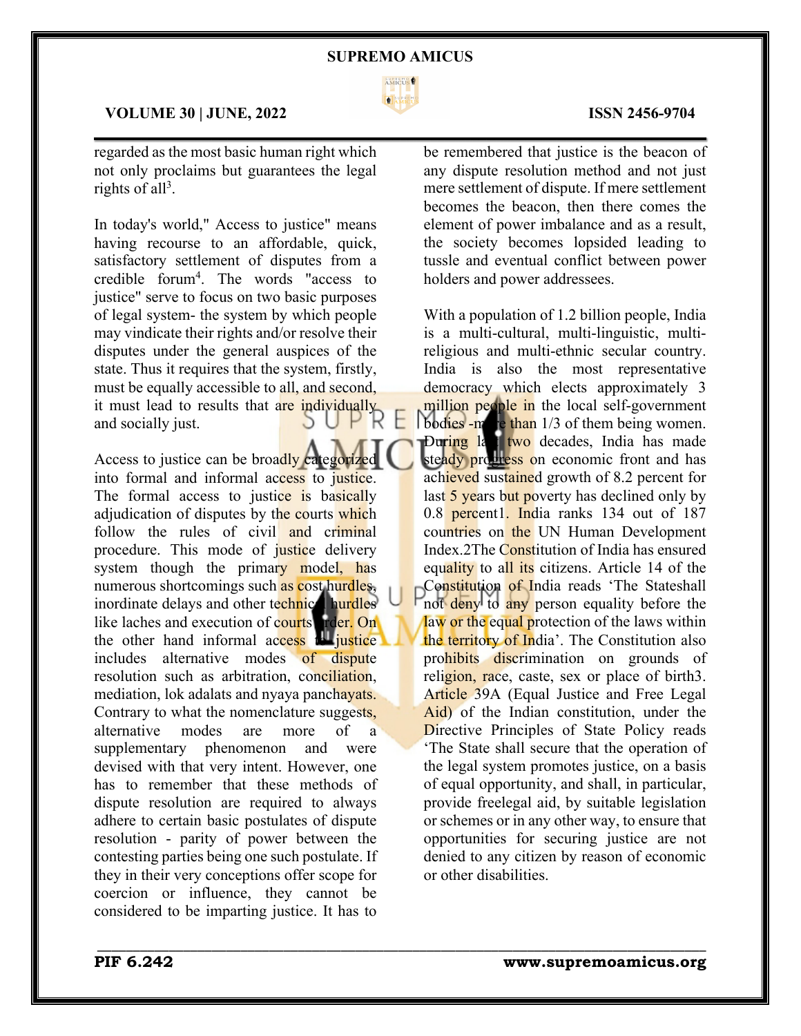regarded as the most basic human right which not only proclaims but guarantees the legal rights of all[3].

In today's world," Access to justice" means having recourse to an affordable, quick, satisfactory settlement of disputes from a credible forum[4]. The words "access to justice" serve to focus on two basic purposes of legal system- the system by which people may vindicate their rights and/or resolve their disputes under the general auspices of the state. Thus it requires that the system, firstly, must be equally accessible to all, and second, it must lead to results that are individually and socially just.

Access to justice can be broadly categorized into formal and informal access to justice. The formal access to justice is basically adjudication of disputes by the courts which follow the rules of civil and criminal procedure. This mode of justice delivery system though the primary model, has numerous shortcomings such as cost hurdles, inordinate delays and other technical hurdles like laches and execution of courts' order. On the other hand informal access to justice includes alternative modes of dispute resolution such as arbitration, conciliation, mediation, lok adalats and nyaya panchayats. Contrary to what the nomenclature suggests, alternative modes are more of a supplementary phenomenon and were devised with that very intent. However, one has to remember that these methods of dispute resolution are required to always adhere to certain basic postulates of dispute resolution - parity of power between the contesting parties being one such postulate. If they in their very conceptions offer scope for coercion or influence, they cannot be considered to be imparting justice. It has to be remembered that justice is the beacon of any dispute resolution method and not just mere settlement of dispute. If mere settlement becomes the beacon, then there comes the element of power imbalance and as a result, the society becomes lopsided leading to tussle and eventual conflict between power holders and power addressees.

With a population of 1.2 billion people, India is a multi-cultural, multi-linguistic, multi-religious and multi-ethnic secular country. India is also the most representative democracy which elects approximately 3 million people in the local self-government bodies -more than 1/3 of them being women. During last two decades, India has made steady progress on economic front and has achieved sustained growth of 8.2 percent for last 5 years but poverty has declined only by 0.8 percent1. India ranks 134 out of 187 countries on the UN Human Development Index.2The Constitution of India has ensured equality to all its citizens. Article 14 of the Constitution of India reads 'The Stateshall not deny to any person equality before the law or the equal protection of the laws within the territory of India'. The Constitution also prohibits discrimination on grounds of religion, race, caste, sex or place of birth3. Article 39A (Equal Justice and Free Legal Aid) of the Indian constitution, under the Directive Principles of State Policy reads 'The State shall secure that the operation of the legal system promotes justice, on a basis of equal opportunity, and shall, in particular, provide freelegal aid, by suitable legislation or schemes or in any other way, to ensure that opportunities for securing justice are not denied to any citizen by reason of economic or other disabilities.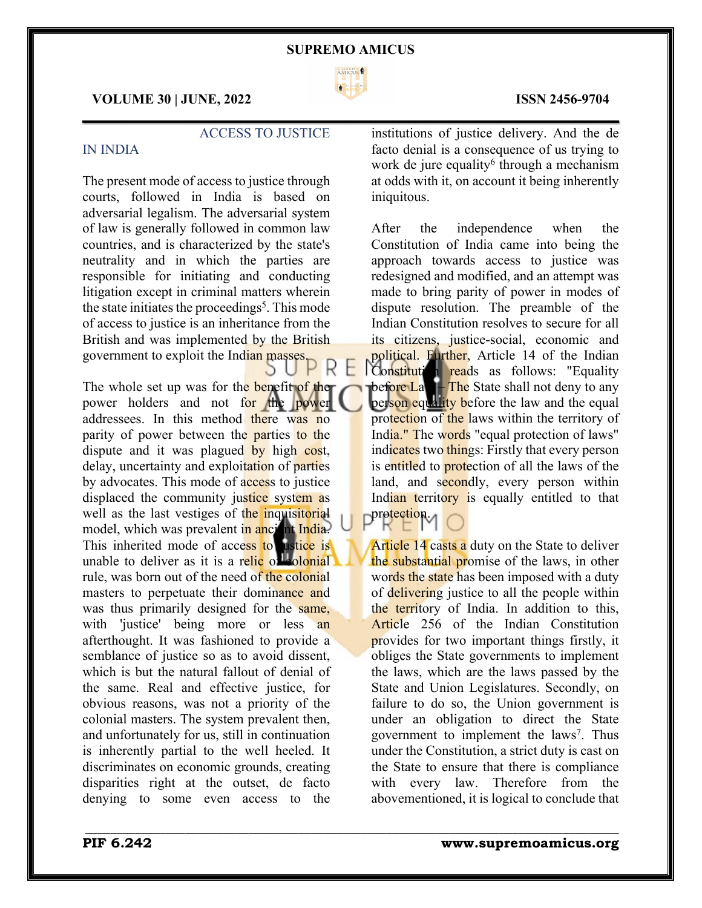## ACCESS TO JUSTICE IN INDIA

The present mode of access to justice through courts, followed in India is based on adversarial legalism. The adversarial system of law is generally followed in common law countries, and is characterized by the state's neutrality and in which the parties are responsible for initiating and conducting litigation except in criminal matters wherein the state initiates the proceedings[5]. This mode of access to justice is an inheritance from the British and was implemented by the British government to exploit the Indian masses.

The whole set up was for the benefit of the power holders and not for the power addressees. In this method there was no parity of power between the parties to the dispute and it was plagued by high cost, delay, uncertainty and exploitation of parties by advocates. This mode of access to justice displaced the community justice system as well as the last vestiges of the inquisitorial model, which was prevalent in ancient India. This inherited mode of access to justice is unable to deliver as it is a relic of colonial rule, was born out of the need of the colonial masters to perpetuate their dominance and was thus primarily designed for the same, with 'justice' being more or less an afterthought. It was fashioned to provide a semblance of justice so as to avoid dissent, which is but the natural fallout of denial of the same. Real and effective justice, for obvious reasons, was not a priority of the colonial masters. The system prevalent then, and unfortunately for us, still in continuation is inherently partial to the well heeled. It discriminates on economic grounds, creating disparities right at the outset, de facto denying to some even access to the institutions of justice delivery. And the de facto denial is a consequence of us trying to work de jure equality[6] through a mechanism at odds with it, on account it being inherently iniquitous.

After the independence when the Constitution of India came into being the approach towards access to justice was redesigned and modified, and an attempt was made to bring parity of power in modes of dispute resolution. The preamble of the Indian Constitution resolves to secure for all its citizens, justice-social, economic and political. Further, Article 14 of the Indian Constitution reads as follows: "Equality before Law – The State shall not deny to any person equality before the law and the equal protection of the laws within the territory of India." The words "equal protection of laws" indicates two things: Firstly that every person is entitled to protection of all the laws of the land, and secondly, every person within Indian territory is equally entitled to that protection.

Article 14 casts a duty on the State to deliver the substantial promise of the laws, in other words the state has been imposed with a duty of delivering justice to all the people within the territory of India. In addition to this, Article 256 of the Indian Constitution provides for two important things firstly, it obliges the State governments to implement the laws, which are the laws passed by the State and Union Legislatures. Secondly, on failure to do so, the Union government is under an obligation to direct the State government to implement the laws[7]. Thus under the Constitution, a strict duty is cast on the State to ensure that there is compliance with every law. Therefore from the abovementioned, it is logical to conclude that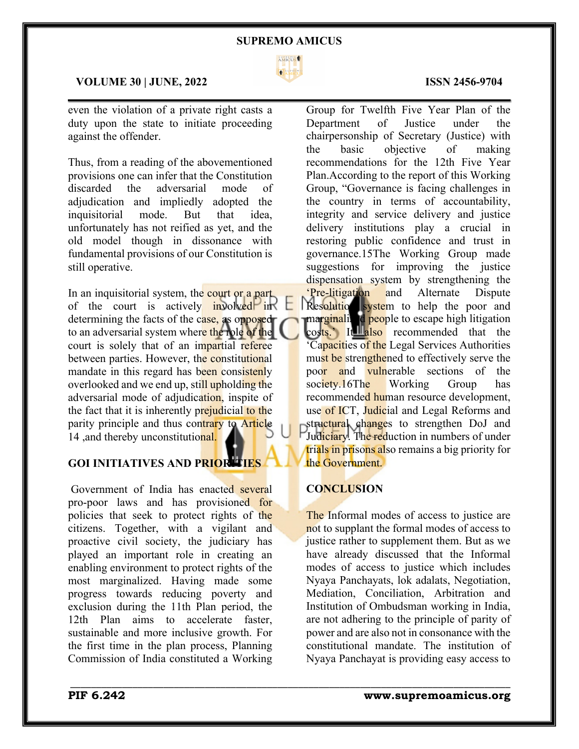even the violation of a private right casts a duty upon the state to initiate proceeding against the offender.

Thus, from a reading of the abovementioned provisions one can infer that the Constitution discarded the adversarial mode of adjudication and impliedly adopted the inquisitorial mode. But that idea, unfortunately has not reified as yet, and the old model though in dissonance with fundamental provisions of our Constitution is still operative.

In an inquisitorial system, the court or a part of the court is actively involved in determining the facts of the case, as opposed to an adversarial system where the role of the court is solely that of an impartial referee between parties. However, the constitutional mandate in this regard has been consistently overlooked and we end up, still upholding the adversarial mode of adjudication, inspite of the fact that it is inherently prejudicial to the parity principle and thus contrary to Article 14 ,and thereby unconstitutional.

## GOI INITIATIVES AND PRIORITIES

Government of India has enacted several pro-poor laws and has provisioned for policies that seek to protect rights of the citizens. Together, with a vigilant and proactive civil society, the judiciary has played an important role in creating an enabling environment to protect rights of the most marginalized. Having made some progress towards reducing poverty and exclusion during the 11th Plan period, the 12th Plan aims to accelerate faster, sustainable and more inclusive growth. For the first time in the plan process, Planning Commission of India constituted a Working Group for Twelfth Five Year Plan of the Department of Justice under the chairpersonship of Secretary (Justice) with the basic objective of making recommendations for the 12th Five Year Plan.According to the report of this Working Group, "Governance is facing challenges in the country in terms of accountability, integrity and service delivery and justice delivery institutions play a crucial in restoring public confidence and trust in governance.15The Working Group made suggestions for improving the justice dispensation system by strengthening the 'Pre-litigation and Alternate Dispute Resolution system to help the poor and marginalized people to escape high litigation costs.' It also recommended that the 'Capacities of the Legal Services Authorities must be strengthened to effectively serve the poor and vulnerable sections of the society.16The Working Group has recommended human resource development, use of ICT, Judicial and Legal Reforms and structural changes to strengthen DoJ and Judiciary. The reduction in numbers of under trials in prisons also remains a big priority for the Government.

## CONCLUSION

The Informal modes of access to justice are not to supplant the formal modes of access to justice rather to supplement them. But as we have already discussed that the Informal modes of access to justice which includes Nyaya Panchayats, lok adalats, Negotiation, Mediation, Conciliation, Arbitration and Institution of Ombudsman working in India, are not adhering to the principle of parity of power and are also not in consonance with the constitutional mandate. The institution of Nyaya Panchayat is providing easy access to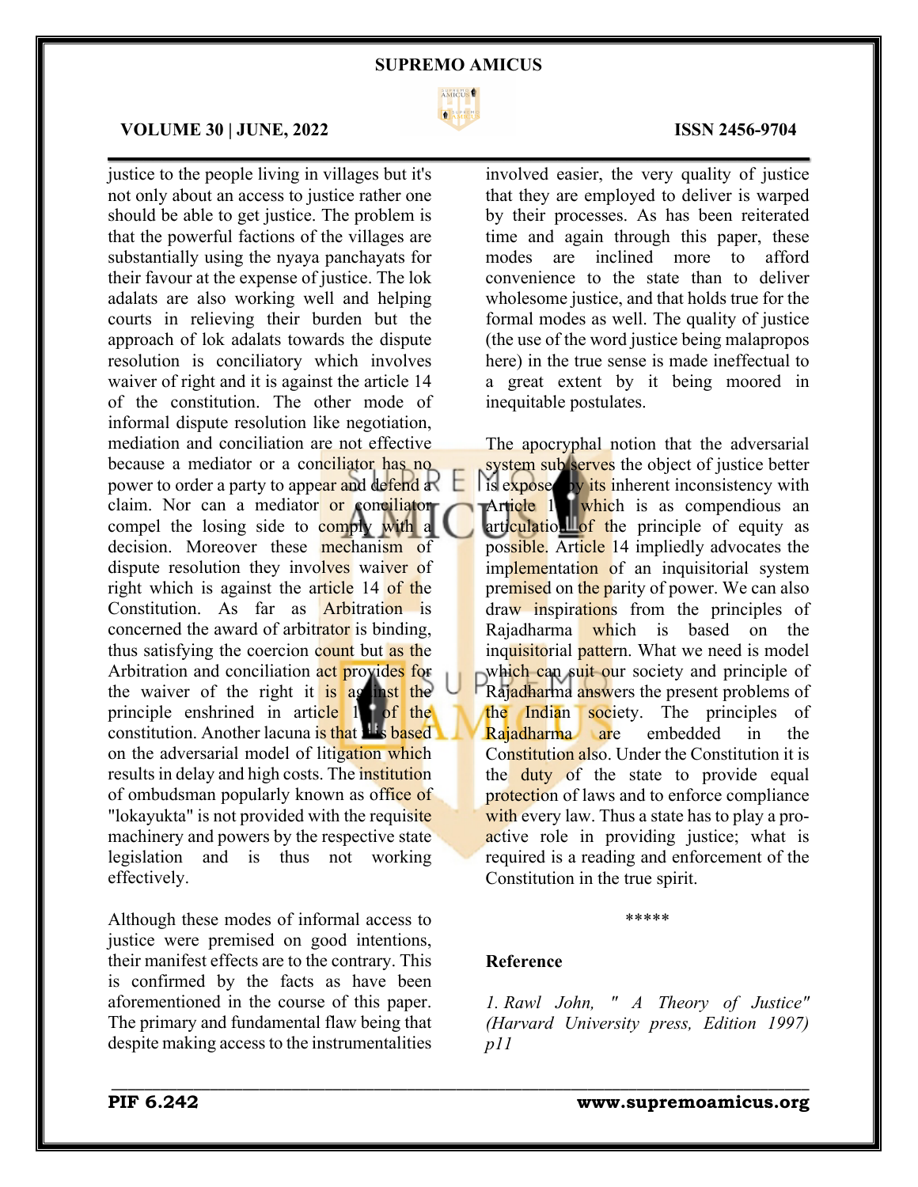justice to the people living in villages but it's not only about an access to justice rather one should be able to get justice. The problem is that the powerful factions of the villages are substantially using the nyaya panchayats for their favour at the expense of justice. The lok adalats are also working well and helping courts in relieving their burden but the approach of lok adalats towards the dispute resolution is conciliatory which involves waiver of right and it is against the article 14 of the constitution. The other mode of informal dispute resolution like negotiation, mediation and conciliation are not effective because a mediator or a conciliator has no power to order a party to appear and defend a claim. Nor can a mediator or conciliator compel the losing side to comply with a decision. Moreover these mechanism of dispute resolution they involves waiver of right which is against the article 14 of the Constitution. As far as Arbitration is concerned the award of arbitrator is binding, thus satisfying the coercion count but as the Arbitration and conciliation act provides for the waiver of the right it is against the principle enshrined in article 14 of the constitution. Another lacuna is that it is based on the adversarial model of litigation which results in delay and high costs. The institution of ombudsman popularly known as office of "lokayukta" is not provided with the requisite machinery and powers by the respective state legislation and is thus not working effectively.

Although these modes of informal access to justice were premised on good intentions, their manifest effects are to the contrary. This is confirmed by the facts as have been aforementioned in the course of this paper. The primary and fundamental flaw being that despite making access to the instrumentalities involved easier, the very quality of justice that they are employed to deliver is warped by their processes. As has been reiterated time and again through this paper, these modes are inclined more to afford convenience to the state than to deliver wholesome justice, and that holds true for the formal modes as well. The quality of justice (the use of the word justice being malapropos here) in the true sense is made ineffectual to a great extent by it being moored in inequitable postulates.

The apocryphal notion that the adversarial system sub serves the object of justice better is exposed by its inherent inconsistency with Article 14 which is as compendious an articulation of the principle of equity as possible. Article 14 impliedly advocates the implementation of an inquisitorial system premised on the parity of power. We can also draw inspirations from the principles of Rajadharma which is based on the inquisitorial pattern. What we need is model which can suit our society and principle of Rajadharma answers the present problems of the Indian society. The principles of Rajadharma are embedded in the Constitution also. Under the Constitution it is the duty of the state to provide equal protection of laws and to enforce compliance with every law. Thus a state has to play a pro-active role in providing justice; what is required is a reading and enforcement of the Constitution in the true spirit.

\*\*\*\*\*

**Reference**

*1. Rawl John, " A Theory of Justice" (Harvard University press, Edition 1997) p11*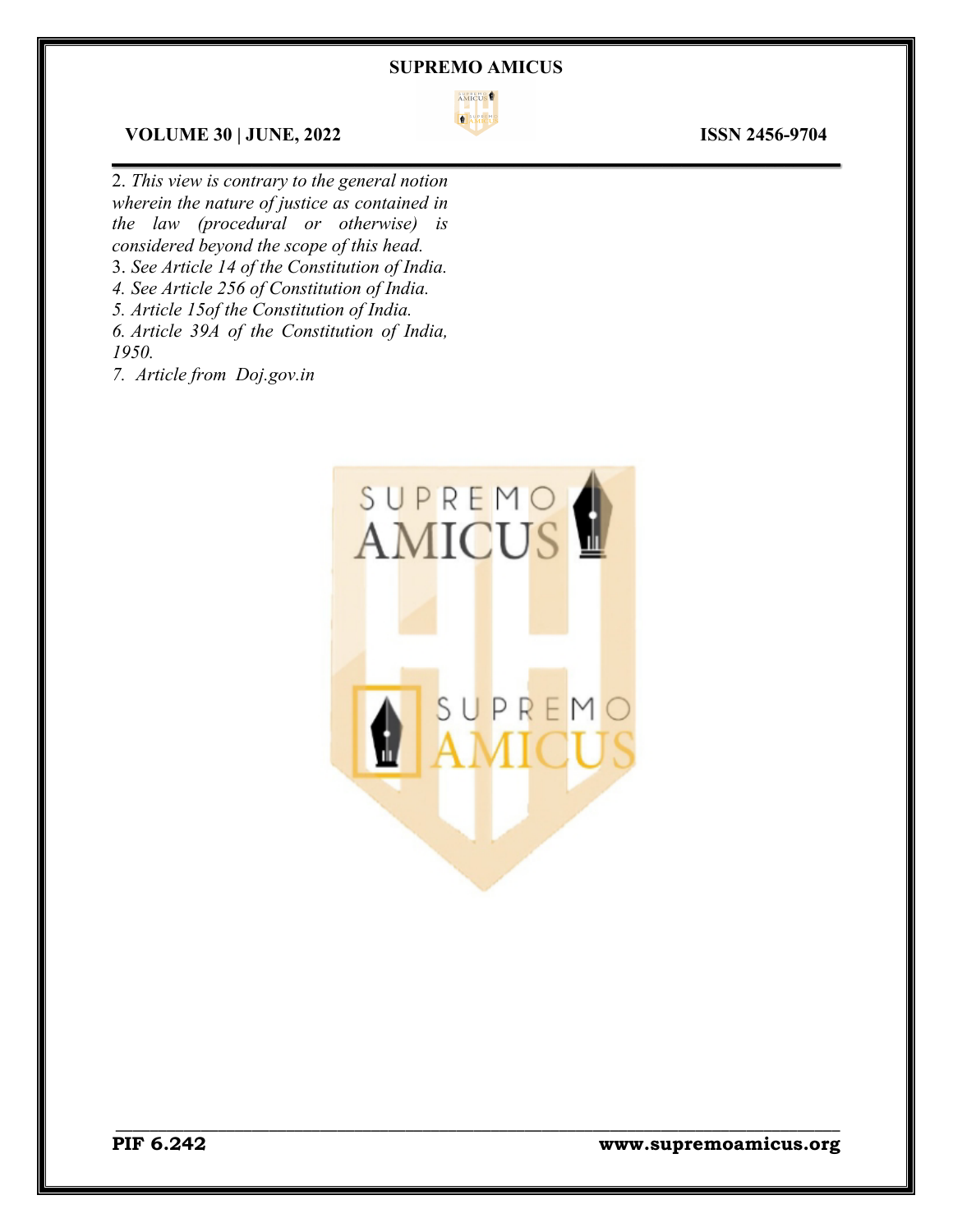2. *This view is contrary to the general notion wherein the nature of justice as contained in the law (procedural or otherwise) is considered beyond the scope of this head.*

3. *See Article 14 of the Constitution of India.*

4. *See Article 256 of Constitution of India.*

5. *Article 15of the Constitution of India.*

6. *Article 39A of the Constitution of India, 1950.*

7. *Article from Doj.gov.in*